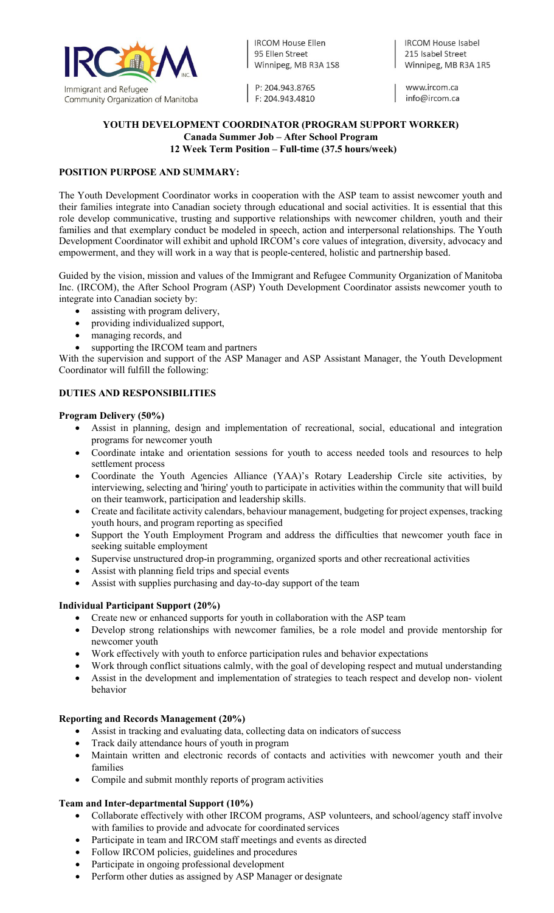Immigrant and Refugee Community Organization of Manitoba

IRCOM House Ellen
95 Ellen Street
Winnipeg, MB R3A 1S8

P: 204.943.8765
F: 204.943.4810

IRCOM House Isabel
215 Isabel Street
Winnipeg, MB R3A 1R5

www.ircom.ca
info@ircom.ca

**YOUTH DEVELOPMENT COORDINATOR (PROGRAM SUPPORT WORKER)**
**Canada Summer Job – After School Program**
**12 Week Term Position – Full-time (37.5 hours/week)**

## POSITION PURPOSE AND SUMMARY:

The Youth Development Coordinator works in cooperation with the ASP team to assist newcomer youth and their families integrate into Canadian society through educational and social activities. It is essential that this role develop communicative, trusting and supportive relationships with newcomer children, youth and their families and that exemplary conduct be modeled in speech, action and interpersonal relationships. The Youth Development Coordinator will exhibit and uphold IRCOM's core values of integration, diversity, advocacy and empowerment, and they will work in a way that is people-centered, holistic and partnership based.

Guided by the vision, mission and values of the Immigrant and Refugee Community Organization of Manitoba Inc. (IRCOM), the After School Program (ASP) Youth Development Coordinator assists newcomer youth to integrate into Canadian society by:

- assisting with program delivery,
- providing individualized support,
- managing records, and
- supporting the IRCOM team and partners

With the supervision and support of the ASP Manager and ASP Assistant Manager, the Youth Development Coordinator will fulfill the following:

## DUTIES AND RESPONSIBILITIES

### Program Delivery (50%)

- Assist in planning, design and implementation of recreational, social, educational and integration programs for newcomer youth
- Coordinate intake and orientation sessions for youth to access needed tools and resources to help settlement process
- Coordinate the Youth Agencies Alliance (YAA)'s Rotary Leadership Circle site activities, by interviewing, selecting and 'hiring' youth to participate in activities within the community that will build on their teamwork, participation and leadership skills.
- Create and facilitate activity calendars, behaviour management, budgeting for project expenses, tracking youth hours, and program reporting as specified
- Support the Youth Employment Program and address the difficulties that newcomer youth face in seeking suitable employment
- Supervise unstructured drop-in programming, organized sports and other recreational activities
- Assist with planning field trips and special events
- Assist with supplies purchasing and day-to-day support of the team

### Individual Participant Support (20%)

- Create new or enhanced supports for youth in collaboration with the ASP team
- Develop strong relationships with newcomer families, be a role model and provide mentorship for newcomer youth
- Work effectively with youth to enforce participation rules and behavior expectations
- Work through conflict situations calmly, with the goal of developing respect and mutual understanding
- Assist in the development and implementation of strategies to teach respect and develop non- violent behavior

### Reporting and Records Management (20%)

- Assist in tracking and evaluating data, collecting data on indicators of success
- Track daily attendance hours of youth in program
- Maintain written and electronic records of contacts and activities with newcomer youth and their families
- Compile and submit monthly reports of program activities

### Team and Inter-departmental Support (10%)

- Collaborate effectively with other IRCOM programs, ASP volunteers, and school/agency staff involve with families to provide and advocate for coordinated services
- Participate in team and IRCOM staff meetings and events as directed
- Follow IRCOM policies, guidelines and procedures
- Participate in ongoing professional development
- Perform other duties as assigned by ASP Manager or designate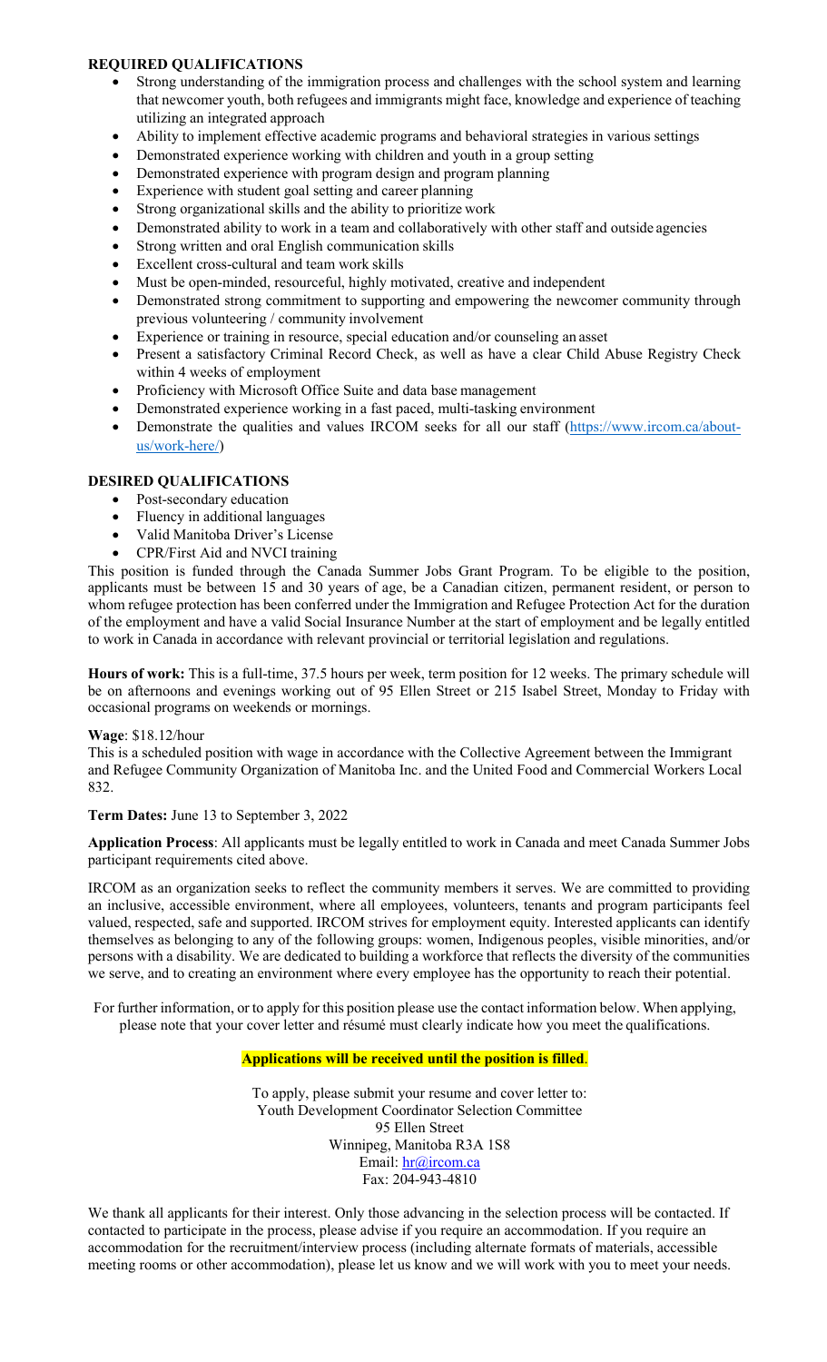**REQUIRED QUALIFICATIONS**

- Strong understanding of the immigration process and challenges with the school system and learning that newcomer youth, both refugees and immigrants might face, knowledge and experience of teaching utilizing an integrated approach
- Ability to implement effective academic programs and behavioral strategies in various settings
- Demonstrated experience working with children and youth in a group setting
- Demonstrated experience with program design and program planning
- Experience with student goal setting and career planning
- Strong organizational skills and the ability to prioritize work
- Demonstrated ability to work in a team and collaboratively with other staff and outside agencies
- Strong written and oral English communication skills
- Excellent cross-cultural and team work skills
- Must be open-minded, resourceful, highly motivated, creative and independent
- Demonstrated strong commitment to supporting and empowering the newcomer community through previous volunteering / community involvement
- Experience or training in resource, special education and/or counseling an asset
- Present a satisfactory Criminal Record Check, as well as have a clear Child Abuse Registry Check within 4 weeks of employment
- Proficiency with Microsoft Office Suite and data base management
- Demonstrated experience working in a fast paced, multi-tasking environment
- Demonstrate the qualities and values IRCOM seeks for all our staff (https://www.ircom.ca/about-us/work-here/)

**DESIRED QUALIFICATIONS**

- Post-secondary education
- Fluency in additional languages
- Valid Manitoba Driver's License
- CPR/First Aid and NVCI training

This position is funded through the Canada Summer Jobs Grant Program. To be eligible to the position, applicants must be between 15 and 30 years of age, be a Canadian citizen, permanent resident, or person to whom refugee protection has been conferred under the Immigration and Refugee Protection Act for the duration of the employment and have a valid Social Insurance Number at the start of employment and be legally entitled to work in Canada in accordance with relevant provincial or territorial legislation and regulations.

**Hours of work:** This is a full-time, 37.5 hours per week, term position for 12 weeks. The primary schedule will be on afternoons and evenings working out of 95 Ellen Street or 215 Isabel Street, Monday to Friday with occasional programs on weekends or mornings.

**Wage**: $18.12/hour

This is a scheduled position with wage in accordance with the Collective Agreement between the Immigrant and Refugee Community Organization of Manitoba Inc. and the United Food and Commercial Workers Local 832.

**Term Dates:** June 13 to September 3, 2022

**Application Process**: All applicants must be legally entitled to work in Canada and meet Canada Summer Jobs participant requirements cited above.

IRCOM as an organization seeks to reflect the community members it serves. We are committed to providing an inclusive, accessible environment, where all employees, volunteers, tenants and program participants feel valued, respected, safe and supported. IRCOM strives for employment equity. Interested applicants can identify themselves as belonging to any of the following groups: women, Indigenous peoples, visible minorities, and/or persons with a disability. We are dedicated to building a workforce that reflects the diversity of the communities we serve, and to creating an environment where every employee has the opportunity to reach their potential.

For further information, or to apply for this position please use the contact information below. When applying, please note that your cover letter and résumé must clearly indicate how you meet the qualifications.

**Applications will be received until the position is filled**.

To apply, please submit your resume and cover letter to:
Youth Development Coordinator Selection Committee
95 Ellen Street
Winnipeg, Manitoba R3A 1S8
Email: hr@ircom.ca
Fax: 204-943-4810

We thank all applicants for their interest. Only those advancing in the selection process will be contacted. If contacted to participate in the process, please advise if you require an accommodation. If you require an accommodation for the recruitment/interview process (including alternate formats of materials, accessible meeting rooms or other accommodation), please let us know and we will work with you to meet your needs.